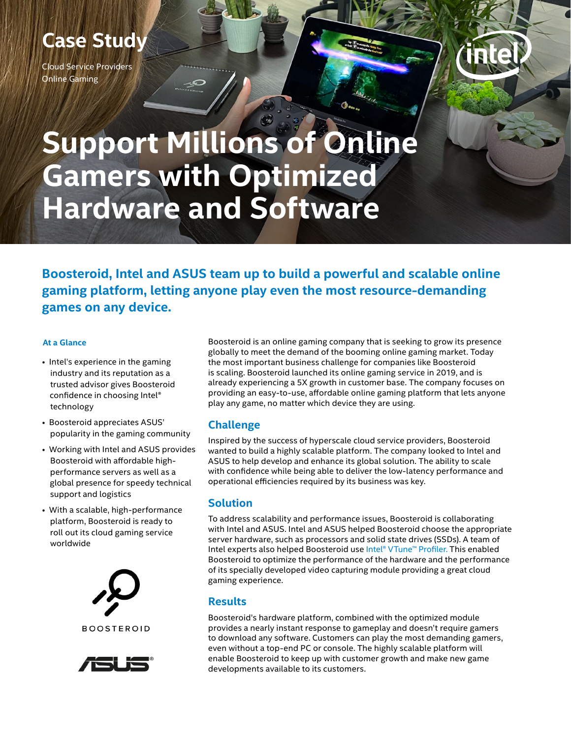# Case Study

Cloud Service Providers
Online Gaming

# Support Millions of Online Gamers with Optimized Hardware and Software

**Boosteroid, Intel and ASUS team up to build a powerful and scalable online gaming platform, letting anyone play even the most resource-demanding games on any device.**

### At a Glance

- Intel's experience in the gaming industry and its reputation as a trusted advisor gives Boosteroid confidence in choosing Intel® technology
- Boosteroid appreciates ASUS' popularity in the gaming community
- Working with Intel and ASUS provides Boosteroid with affordable high-performance servers as well as a global presence for speedy technical support and logistics
- With a scalable, high-performance platform, Boosteroid is ready to roll out its cloud gaming service worldwide

BOOSTEROID

Boosteroid is an online gaming company that is seeking to grow its presence globally to meet the demand of the booming online gaming market. Today the most important business challenge for companies like Boosteroid is scaling. Boosteroid launched its online gaming service in 2019, and is already experiencing a 5X growth in customer base. The company focuses on providing an easy-to-use, affordable online gaming platform that lets anyone play any game, no matter which device they are using.

## Challenge

Inspired by the success of hyperscale cloud service providers, Boosteroid wanted to build a highly scalable platform. The company looked to Intel and ASUS to help develop and enhance its global solution. The ability to scale with confidence while being able to deliver the low-latency performance and operational efficiencies required by its business was key.

## Solution

To address scalability and performance issues, Boosteroid is collaborating with Intel and ASUS. Intel and ASUS helped Boosteroid choose the appropriate server hardware, such as processors and solid state drives (SSDs). A team of Intel experts also helped Boosteroid use Intel® VTune™ Profiler. This enabled Boosteroid to optimize the performance of the hardware and the performance of its specially developed video capturing module providing a great cloud gaming experience.

## Results

Boosteroid's hardware platform, combined with the optimized module provides a nearly instant response to gameplay and doesn't require gamers to download any software. Customers can play the most demanding games, even without a top-end PC or console. The highly scalable platform will enable Boosteroid to keep up with customer growth and make new game developments available to its customers.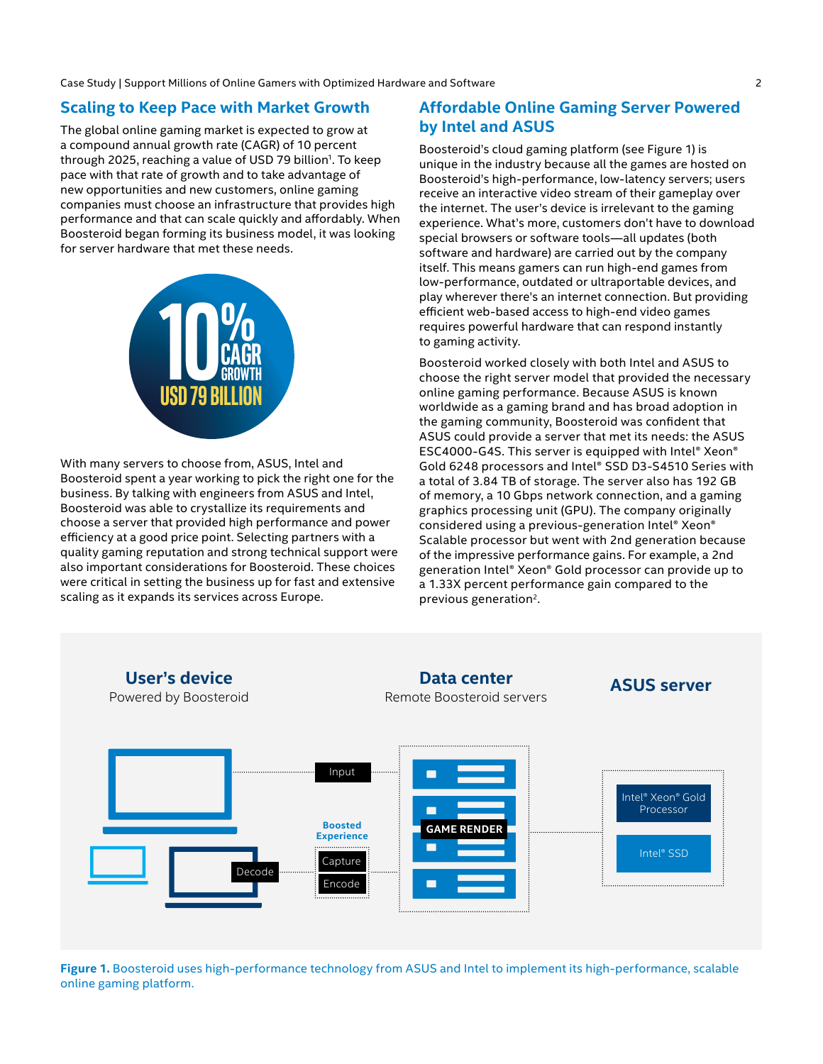## Scaling to Keep Pace with Market Growth

The global online gaming market is expected to grow at a compound annual growth rate (CAGR) of 10 percent through 2025, reaching a value of USD 79 billion[1]. To keep pace with that rate of growth and to take advantage of new opportunities and new customers, online gaming companies must choose an infrastructure that provides high performance and that can scale quickly and affordably. When Boosteroid began forming its business model, it was looking for server hardware that met these needs.

**10% CAGR GROWTH**
**USD 79 BILLION**

With many servers to choose from, ASUS, Intel and Boosteroid spent a year working to pick the right one for the business. By talking with engineers from ASUS and Intel, Boosteroid was able to crystallize its requirements and choose a server that provided high performance and power efficiency at a good price point. Selecting partners with a quality gaming reputation and strong technical support were also important considerations for Boosteroid. These choices were critical in setting the business up for fast and extensive scaling as it expands its services across Europe.

## Affordable Online Gaming Server Powered by Intel and ASUS

Boosteroid's cloud gaming platform (see Figure 1) is unique in the industry because all the games are hosted on Boosteroid's high-performance, low-latency servers; users receive an interactive video stream of their gameplay over the internet. The user's device is irrelevant to the gaming experience. What's more, customers don't have to download special browsers or software tools—all updates (both software and hardware) are carried out by the company itself. This means gamers can run high-end games from low-performance, outdated or ultraportable devices, and play wherever there's an internet connection. But providing efficient web-based access to high-end video games requires powerful hardware that can respond instantly to gaming activity.

Boosteroid worked closely with both Intel and ASUS to choose the right server model that provided the necessary online gaming performance. Because ASUS is known worldwide as a gaming brand and has broad adoption in the gaming community, Boosteroid was confident that ASUS could provide a server that met its needs: the ASUS ESC4000-G4S. This server is equipped with Intel® Xeon® Gold 6248 processors and Intel® SSD D3-S4510 Series with a total of 3.84 TB of storage. The server also has 192 GB of memory, a 10 Gbps network connection, and a gaming graphics processing unit (GPU). The company originally considered using a previous-generation Intel® Xeon® Scalable processor but went with 2nd generation because of the impressive performance gains. For example, a 2nd generation Intel® Xeon® Gold processor can provide up to a 1.33X percent performance gain compared to the previous generation[2].

**User's device** — Powered by Boosteroid

**Data center** — Remote Boosteroid servers

**ASUS server**

Input · Boosted Experience · Capture · Encode · Decode · GAME RENDER · Intel® Xeon® Gold Processor · Intel® SSD

**Figure 1.** Boosteroid uses high-performance technology from ASUS and Intel to implement its high-performance, scalable online gaming platform.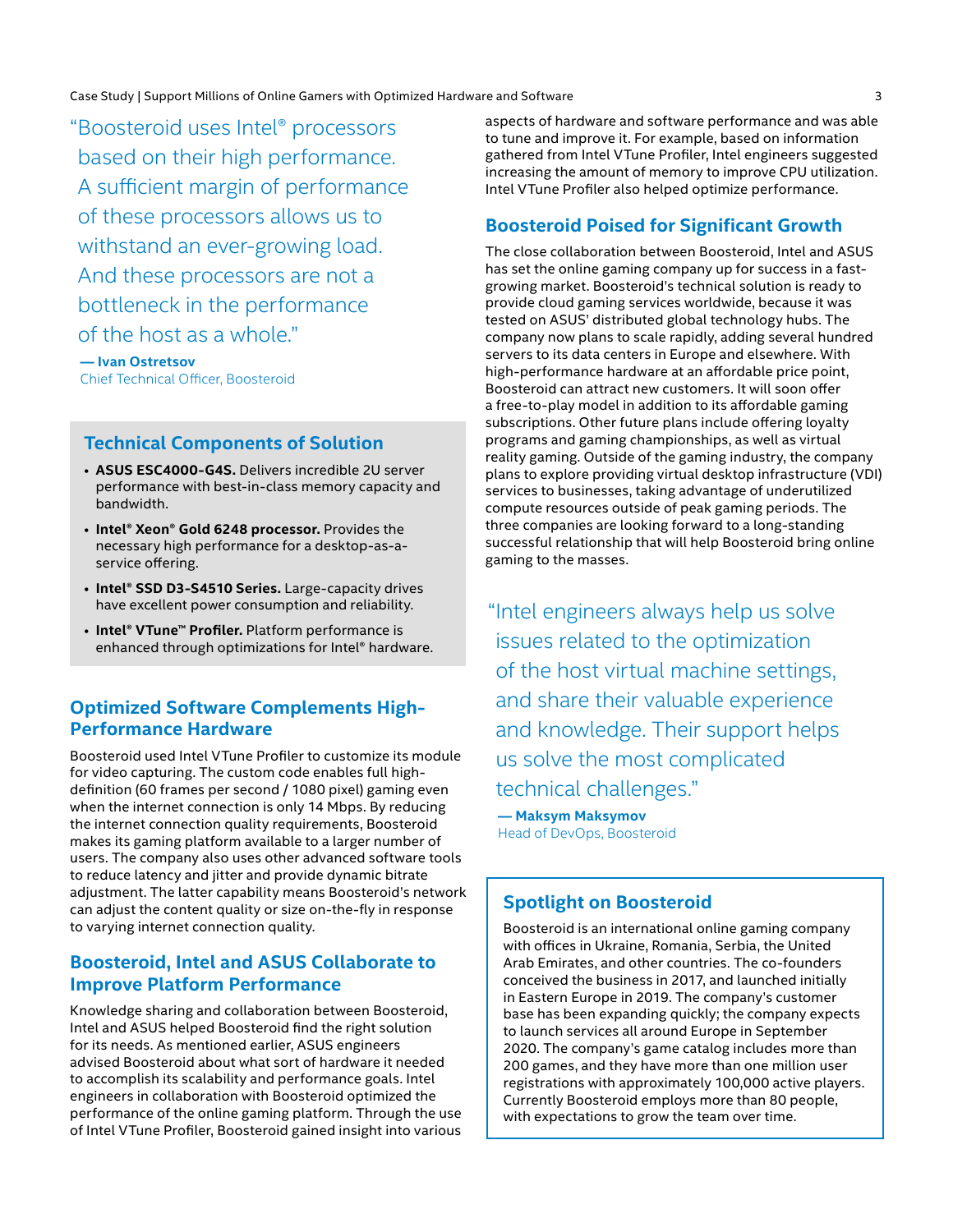"Boosteroid uses Intel® processors based on their high performance. A sufficient margin of performance of these processors allows us to withstand an ever-growing load. And these processors are not a bottleneck in the performance of the host as a whole."

**— Ivan Ostretsov**
Chief Technical Officer, Boosteroid

### Technical Components of Solution

- **ASUS ESC4000-G4S.** Delivers incredible 2U server performance with best-in-class memory capacity and bandwidth.
- **Intel® Xeon® Gold 6248 processor.** Provides the necessary high performance for a desktop-as-a-service offering.
- **Intel® SSD D3-S4510 Series.** Large-capacity drives have excellent power consumption and reliability.
- **Intel® VTune™ Profiler.** Platform performance is enhanced through optimizations for Intel® hardware.

## Optimized Software Complements High-Performance Hardware

Boosteroid used Intel VTune Profiler to customize its module for video capturing. The custom code enables full high-definition (60 frames per second / 1080 pixel) gaming even when the internet connection is only 14 Mbps. By reducing the internet connection quality requirements, Boosteroid makes its gaming platform available to a larger number of users. The company also uses other advanced software tools to reduce latency and jitter and provide dynamic bitrate adjustment. The latter capability means Boosteroid's network can adjust the content quality or size on-the-fly in response to varying internet connection quality.

## Boosteroid, Intel and ASUS Collaborate to Improve Platform Performance

Knowledge sharing and collaboration between Boosteroid, Intel and ASUS helped Boosteroid find the right solution for its needs. As mentioned earlier, ASUS engineers advised Boosteroid about what sort of hardware it needed to accomplish its scalability and performance goals. Intel engineers in collaboration with Boosteroid optimized the performance of the online gaming platform. Through the use of Intel VTune Profiler, Boosteroid gained insight into various aspects of hardware and software performance and was able to tune and improve it. For example, based on information gathered from Intel VTune Profiler, Intel engineers suggested increasing the amount of memory to improve CPU utilization. Intel VTune Profiler also helped optimize performance.

## Boosteroid Poised for Significant Growth

The close collaboration between Boosteroid, Intel and ASUS has set the online gaming company up for success in a fast-growing market. Boosteroid's technical solution is ready to provide cloud gaming services worldwide, because it was tested on ASUS' distributed global technology hubs. The company now plans to scale rapidly, adding several hundred servers to its data centers in Europe and elsewhere. With high-performance hardware at an affordable price point, Boosteroid can attract new customers. It will soon offer a free-to-play model in addition to its affordable gaming subscriptions. Other future plans include offering loyalty programs and gaming championships, as well as virtual reality gaming. Outside of the gaming industry, the company plans to explore providing virtual desktop infrastructure (VDI) services to businesses, taking advantage of underutilized compute resources outside of peak gaming periods. The three companies are looking forward to a long-standing successful relationship that will help Boosteroid bring online gaming to the masses.

"Intel engineers always help us solve issues related to the optimization of the host virtual machine settings, and share their valuable experience and knowledge. Their support helps us solve the most complicated technical challenges."

**— Maksym Maksymov**
Head of DevOps, Boosteroid

### Spotlight on Boosteroid

Boosteroid is an international online gaming company with offices in Ukraine, Romania, Serbia, the United Arab Emirates, and other countries. The co-founders conceived the business in 2017, and launched initially in Eastern Europe in 2019. The company's customer base has been expanding quickly; the company expects to launch services all around Europe in September 2020. The company's game catalog includes more than 200 games, and they have more than one million user registrations with approximately 100,000 active players. Currently Boosteroid employs more than 80 people, with expectations to grow the team over time.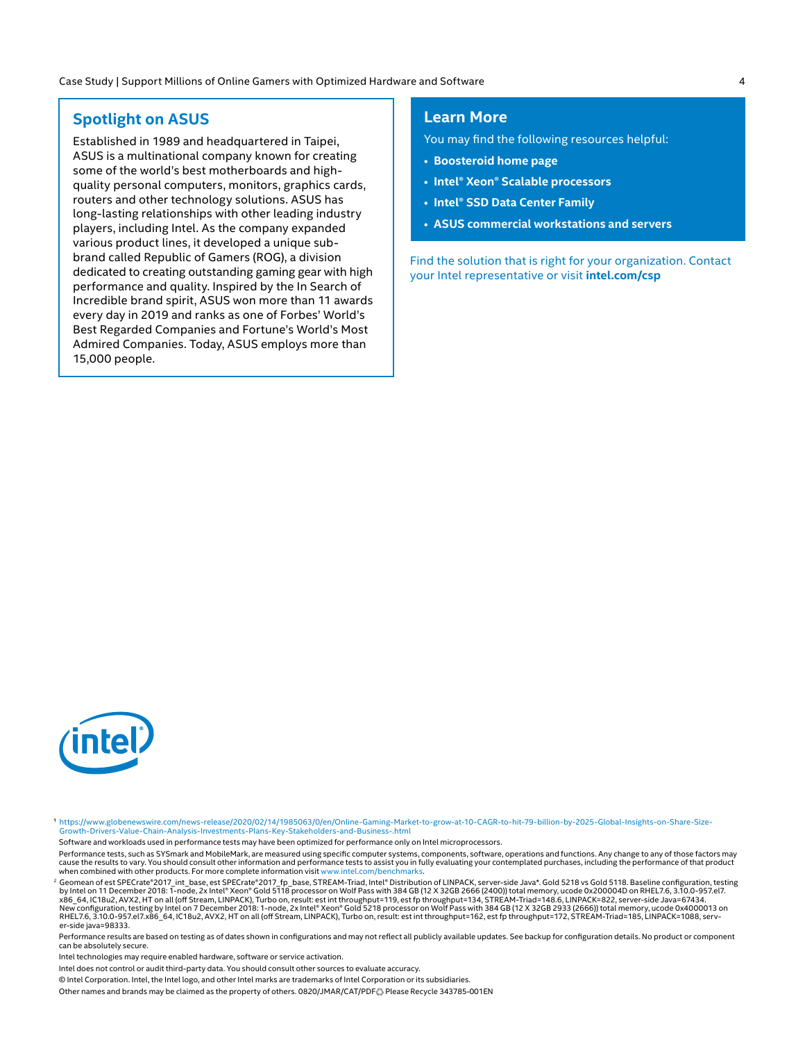## Spotlight on ASUS

Established in 1989 and headquartered in Taipei, ASUS is a multinational company known for creating some of the world's best motherboards and high-quality personal computers, monitors, graphics cards, routers and other technology solutions. ASUS has long-lasting relationships with other leading industry players, including Intel. As the company expanded various product lines, it developed a unique sub-brand called Republic of Gamers (ROG), a division dedicated to creating outstanding gaming gear with high performance and quality. Inspired by the In Search of Incredible brand spirit, ASUS won more than 11 awards every day in 2019 and ranks as one of Forbes' World's Best Regarded Companies and Fortune's World's Most Admired Companies. Today, ASUS employs more than 15,000 people.

## Learn More

You may find the following resources helpful:

- **Boosteroid home page**
- **Intel® Xeon® Scalable processors**
- **Intel® SSD Data Center Family**
- **ASUS commercial workstations and servers**

Find the solution that is right for your organization. Contact your Intel representative or visit **intel.com/csp**

[1] https://www.globenewswire.com/news-release/2020/02/14/1985063/0/en/Online-Gaming-Market-to-grow-at-10-CAGR-to-hit-79-billion-by-2025-Global-Insights-on-Share-Size-Growth-Drivers-Value-Chain-Analysis-Investments-Plans-Key-Stakeholders-and-Business-.html

Software and workloads used in performance tests may have been optimized for performance only on Intel microprocessors.

Performance tests, such as SYSmark and MobileMark, are measured using specific computer systems, components, software, operations and functions. Any change to any of those factors may cause the results to vary. You should consult other information and performance tests to assist you in fully evaluating your contemplated purchases, including the performance of that product when combined with other products. For more complete information visit www.intel.com/benchmarks.

[2] Geomean of est SPECrate®2017_int_base, est SPECrate®2017_fp_base, STREAM-Triad, Intel® Distribution of LINPACK, server-side Java*. Gold 5218 vs Gold 5118. Baseline configuration, testing by Intel on 11 December 2018: 1-node, 2x Intel® Xeon® Gold 5118 processor on Wolf Pass with 384 GB (12 X 32GB 2666 (2400)) total memory, ucode 0x200004D on RHEL7.6, 3.10.0-957.el7.x86_64, IC18u2, AVX2, HT on all (off Stream, LINPACK), Turbo on, result: est int throughput=119, est fp throughput=134, STREAM-Triad=148.6, LINPACK=822, server-side Java=67434. New configuration, testing by Intel on 7 December 2018: 1-node, 2x Intel® Xeon® Gold 5218 processor on Wolf Pass with 384 GB (12 X 32GB 2933 (2666)) total memory, ucode 0x4000013 on RHEL7.6, 3.10.0-957.el7.x86_64, IC18u2, AVX2, HT on all (off Stream, LINPACK), Turbo on, result: est int throughput=162, est fp throughput=172, STREAM-Triad=185, LINPACK=1088, server-side java=98333.

Performance results are based on testing as of dates shown in configurations and may not reflect all publicly available updates. See backup for configuration details. No product or component can be absolutely secure.

Intel technologies may require enabled hardware, software or service activation.

Intel does not control or audit third-party data. You should consult other sources to evaluate accuracy.

© Intel Corporation. Intel, the Intel logo, and other Intel marks are trademarks of Intel Corporation or its subsidiaries.

Other names and brands may be claimed as the property of others. 0820/JMAR/CAT/PDF Please Recycle 343785-001EN